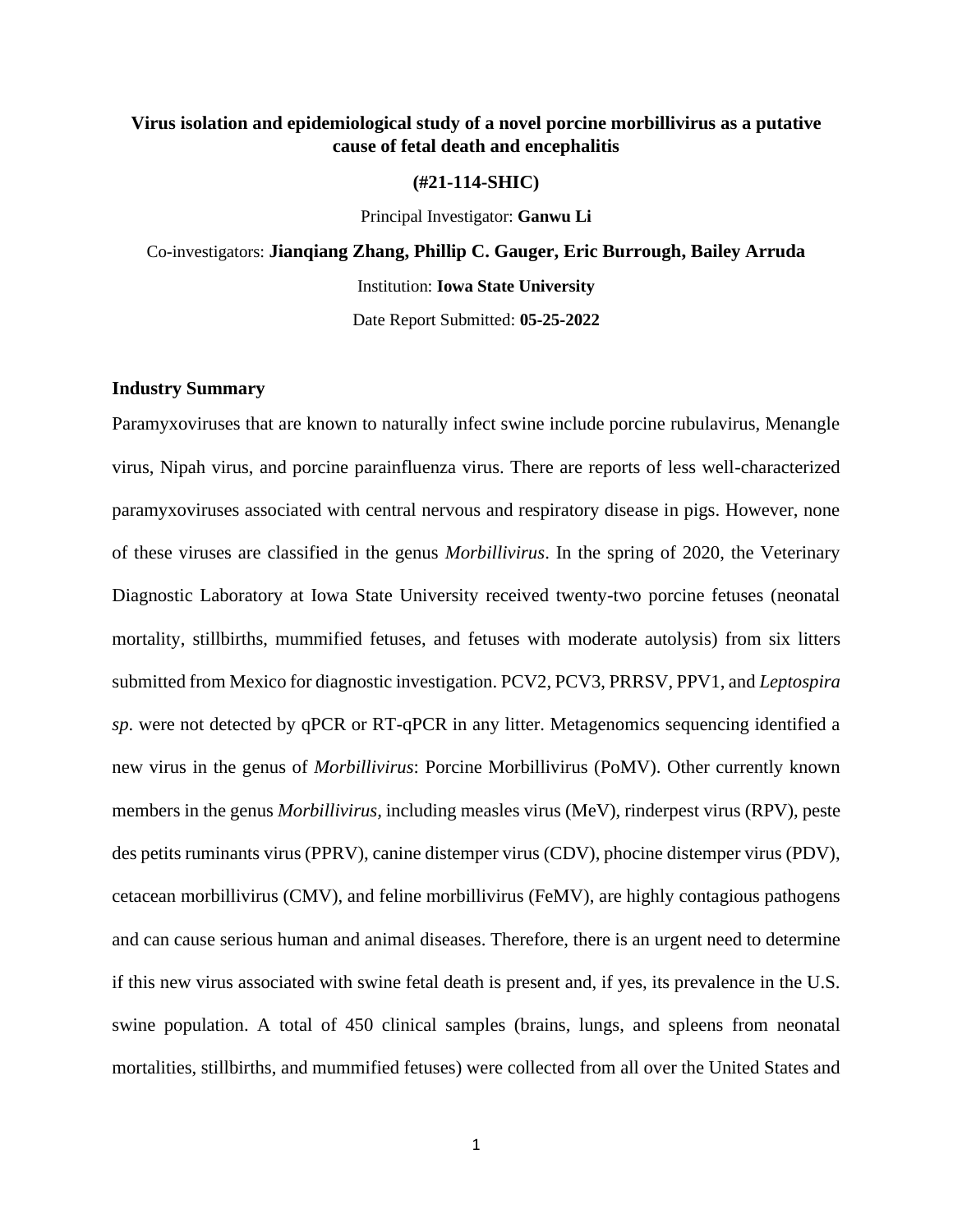# Virus isolation and epidemiological study of a novel porcine morbillivirus as a putative cause of fetal death and encephalitis

**(#21-114-SHIC)**

Principal Investigator: **Ganwu Li**

Co-investigators: **Jianqiang Zhang, Phillip C. Gauger, Eric Burrough, Bailey Arruda**

Institution: **Iowa State University**

Date Report Submitted: **05-25-2022**

## Industry Summary

Paramyxoviruses that are known to naturally infect swine include porcine rubulavirus, Menangle virus, Nipah virus, and porcine parainfluenza virus. There are reports of less well-characterized paramyxoviruses associated with central nervous and respiratory disease in pigs. However, none of these viruses are classified in the genus *Morbillivirus*. In the spring of 2020, the Veterinary Diagnostic Laboratory at Iowa State University received twenty-two porcine fetuses (neonatal mortality, stillbirths, mummified fetuses, and fetuses with moderate autolysis) from six litters submitted from Mexico for diagnostic investigation. PCV2, PCV3, PRRSV, PPV1, and *Leptospira sp*. were not detected by qPCR or RT-qPCR in any litter. Metagenomics sequencing identified a new virus in the genus of *Morbillivirus*: Porcine Morbillivirus (PoMV). Other currently known members in the genus *Morbillivirus*, including measles virus (MeV), rinderpest virus (RPV), peste des petits ruminants virus (PPRV), canine distemper virus (CDV), phocine distemper virus (PDV), cetacean morbillivirus (CMV), and feline morbillivirus (FeMV), are highly contagious pathogens and can cause serious human and animal diseases. Therefore, there is an urgent need to determine if this new virus associated with swine fetal death is present and, if yes, its prevalence in the U.S. swine population. A total of 450 clinical samples (brains, lungs, and spleens from neonatal mortalities, stillbirths, and mummified fetuses) were collected from all over the United States and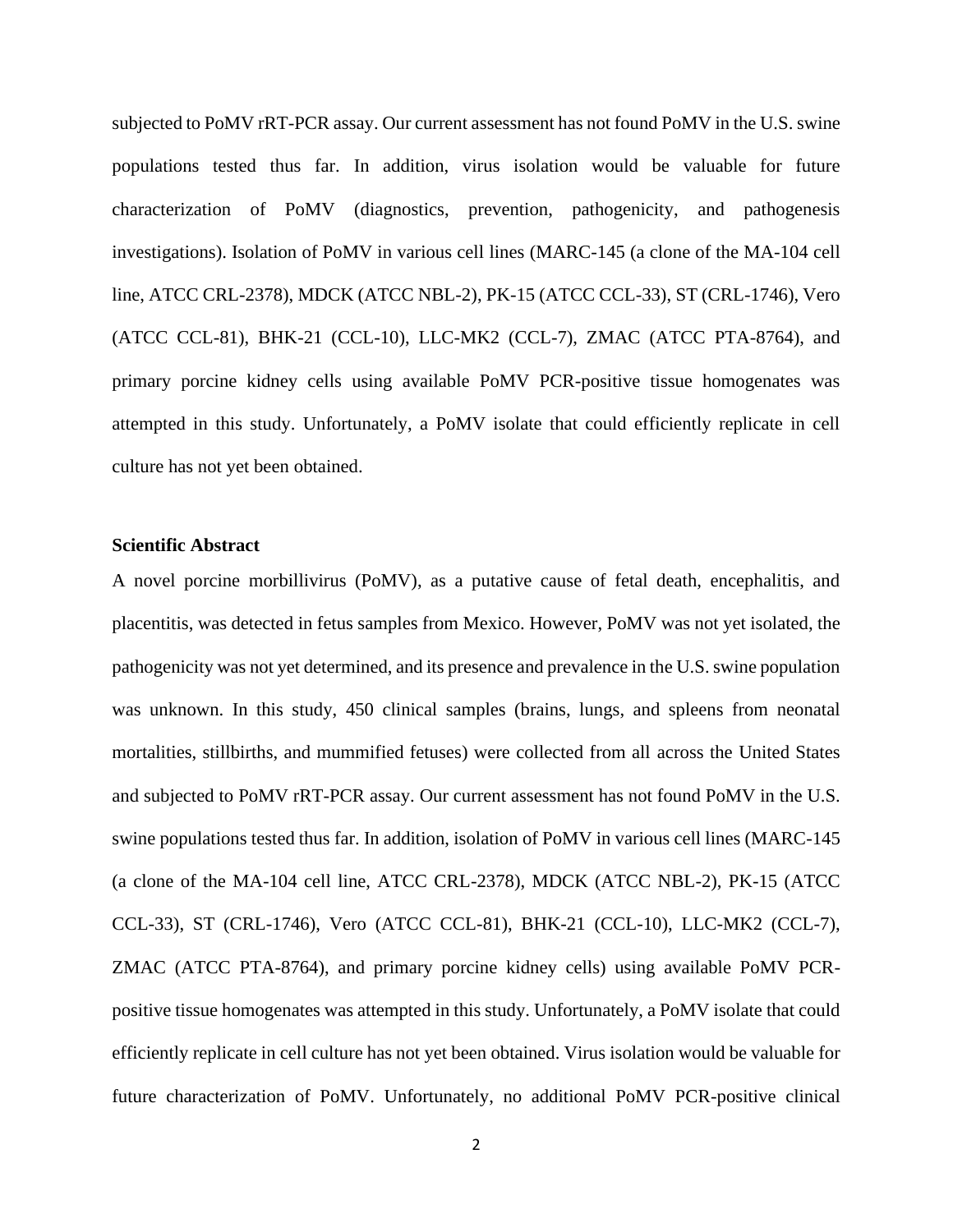subjected to PoMV rRT-PCR assay. Our current assessment has not found PoMV in the U.S. swine populations tested thus far. In addition, virus isolation would be valuable for future characterization of PoMV (diagnostics, prevention, pathogenicity, and pathogenesis investigations). Isolation of PoMV in various cell lines (MARC-145 (a clone of the MA-104 cell line, ATCC CRL-2378), MDCK (ATCC NBL-2), PK-15 (ATCC CCL-33), ST (CRL-1746), Vero (ATCC CCL-81), BHK-21 (CCL-10), LLC-MK2 (CCL-7), ZMAC (ATCC PTA-8764), and primary porcine kidney cells using available PoMV PCR-positive tissue homogenates was attempted in this study. Unfortunately, a PoMV isolate that could efficiently replicate in cell culture has not yet been obtained.

**Scientific Abstract**

A novel porcine morbillivirus (PoMV), as a putative cause of fetal death, encephalitis, and placentitis, was detected in fetus samples from Mexico. However, PoMV was not yet isolated, the pathogenicity was not yet determined, and its presence and prevalence in the U.S. swine population was unknown. In this study, 450 clinical samples (brains, lungs, and spleens from neonatal mortalities, stillbirths, and mummified fetuses) were collected from all across the United States and subjected to PoMV rRT-PCR assay. Our current assessment has not found PoMV in the U.S. swine populations tested thus far. In addition, isolation of PoMV in various cell lines (MARC-145 (a clone of the MA-104 cell line, ATCC CRL-2378), MDCK (ATCC NBL-2), PK-15 (ATCC CCL-33), ST (CRL-1746), Vero (ATCC CCL-81), BHK-21 (CCL-10), LLC-MK2 (CCL-7), ZMAC (ATCC PTA-8764), and primary porcine kidney cells) using available PoMV PCR-positive tissue homogenates was attempted in this study. Unfortunately, a PoMV isolate that could efficiently replicate in cell culture has not yet been obtained. Virus isolation would be valuable for future characterization of PoMV. Unfortunately, no additional PoMV PCR-positive clinical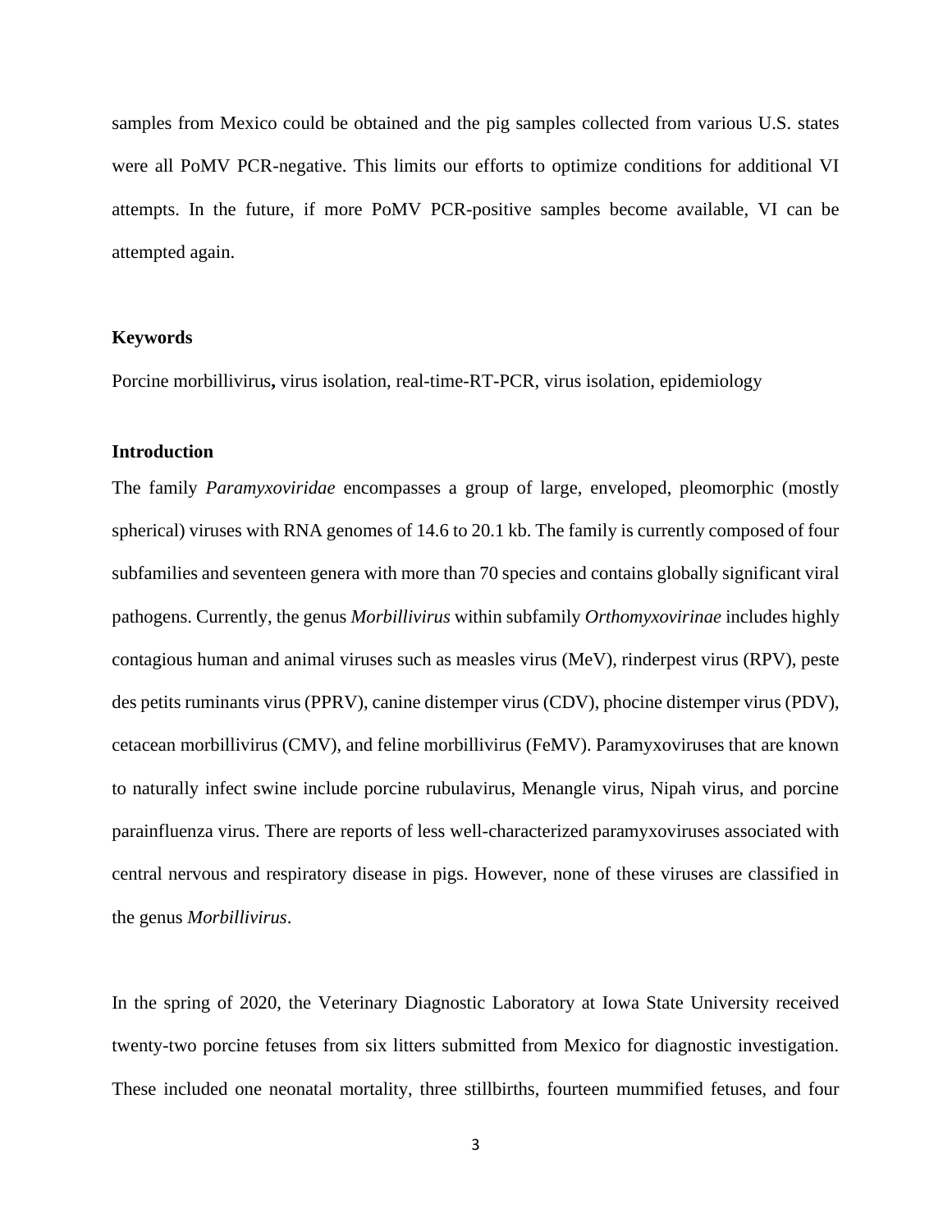samples from Mexico could be obtained and the pig samples collected from various U.S. states were all PoMV PCR-negative. This limits our efforts to optimize conditions for additional VI attempts. In the future, if more PoMV PCR-positive samples become available, VI can be attempted again.

## Keywords

Porcine morbillivirus**,** virus isolation, real-time-RT-PCR, virus isolation, epidemiology

## Introduction

The family *Paramyxoviridae* encompasses a group of large, enveloped, pleomorphic (mostly spherical) viruses with RNA genomes of 14.6 to 20.1 kb. The family is currently composed of four subfamilies and seventeen genera with more than 70 species and contains globally significant viral pathogens. Currently, the genus *Morbillivirus* within subfamily *Orthomyxovirinae* includes highly contagious human and animal viruses such as measles virus (MeV), rinderpest virus (RPV), peste des petits ruminants virus (PPRV), canine distemper virus (CDV), phocine distemper virus (PDV), cetacean morbillivirus (CMV), and feline morbillivirus (FeMV). Paramyxoviruses that are known to naturally infect swine include porcine rubulavirus, Menangle virus, Nipah virus, and porcine parainfluenza virus. There are reports of less well-characterized paramyxoviruses associated with central nervous and respiratory disease in pigs. However, none of these viruses are classified in the genus *Morbillivirus*.

In the spring of 2020, the Veterinary Diagnostic Laboratory at Iowa State University received twenty-two porcine fetuses from six litters submitted from Mexico for diagnostic investigation. These included one neonatal mortality, three stillbirths, fourteen mummified fetuses, and four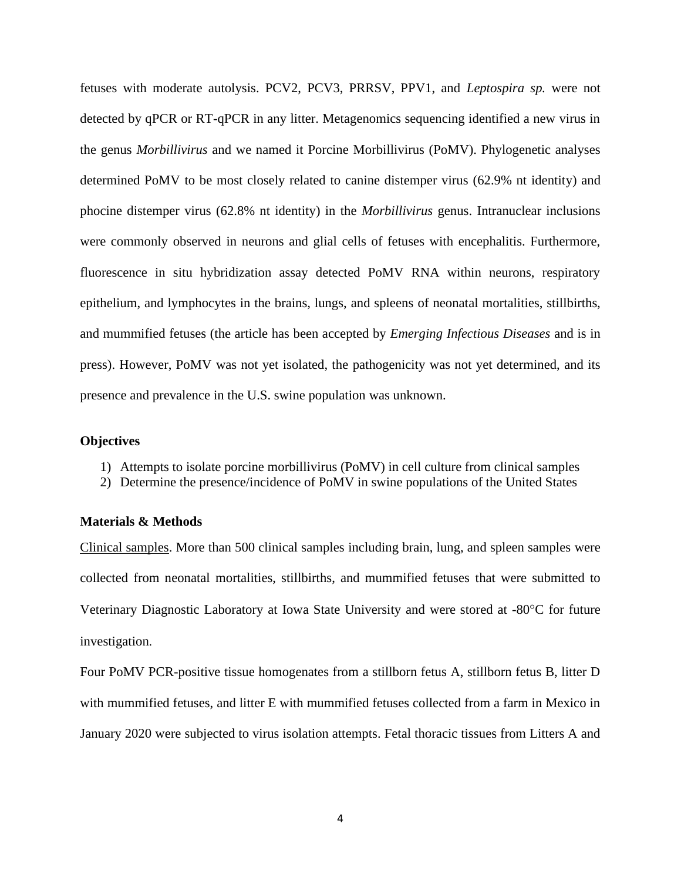fetuses with moderate autolysis. PCV2, PCV3, PRRSV, PPV1, and *Leptospira sp.* were not detected by qPCR or RT-qPCR in any litter. Metagenomics sequencing identified a new virus in the genus *Morbillivirus* and we named it Porcine Morbillivirus (PoMV). Phylogenetic analyses determined PoMV to be most closely related to canine distemper virus (62.9% nt identity) and phocine distemper virus (62.8% nt identity) in the *Morbillivirus* genus. Intranuclear inclusions were commonly observed in neurons and glial cells of fetuses with encephalitis. Furthermore, fluorescence in situ hybridization assay detected PoMV RNA within neurons, respiratory epithelium, and lymphocytes in the brains, lungs, and spleens of neonatal mortalities, stillbirths, and mummified fetuses (the article has been accepted by *Emerging Infectious Diseases* and is in press). However, PoMV was not yet isolated, the pathogenicity was not yet determined, and its presence and prevalence in the U.S. swine population was unknown.

**Objectives**

1) Attempts to isolate porcine morbillivirus (PoMV) in cell culture from clinical samples
2) Determine the presence/incidence of PoMV in swine populations of the United States

**Materials & Methods**

Clinical samples. More than 500 clinical samples including brain, lung, and spleen samples were collected from neonatal mortalities, stillbirths, and mummified fetuses that were submitted to Veterinary Diagnostic Laboratory at Iowa State University and were stored at -80°C for future investigation.

Four PoMV PCR-positive tissue homogenates from a stillborn fetus A, stillborn fetus B, litter D with mummified fetuses, and litter E with mummified fetuses collected from a farm in Mexico in January 2020 were subjected to virus isolation attempts. Fetal thoracic tissues from Litters A and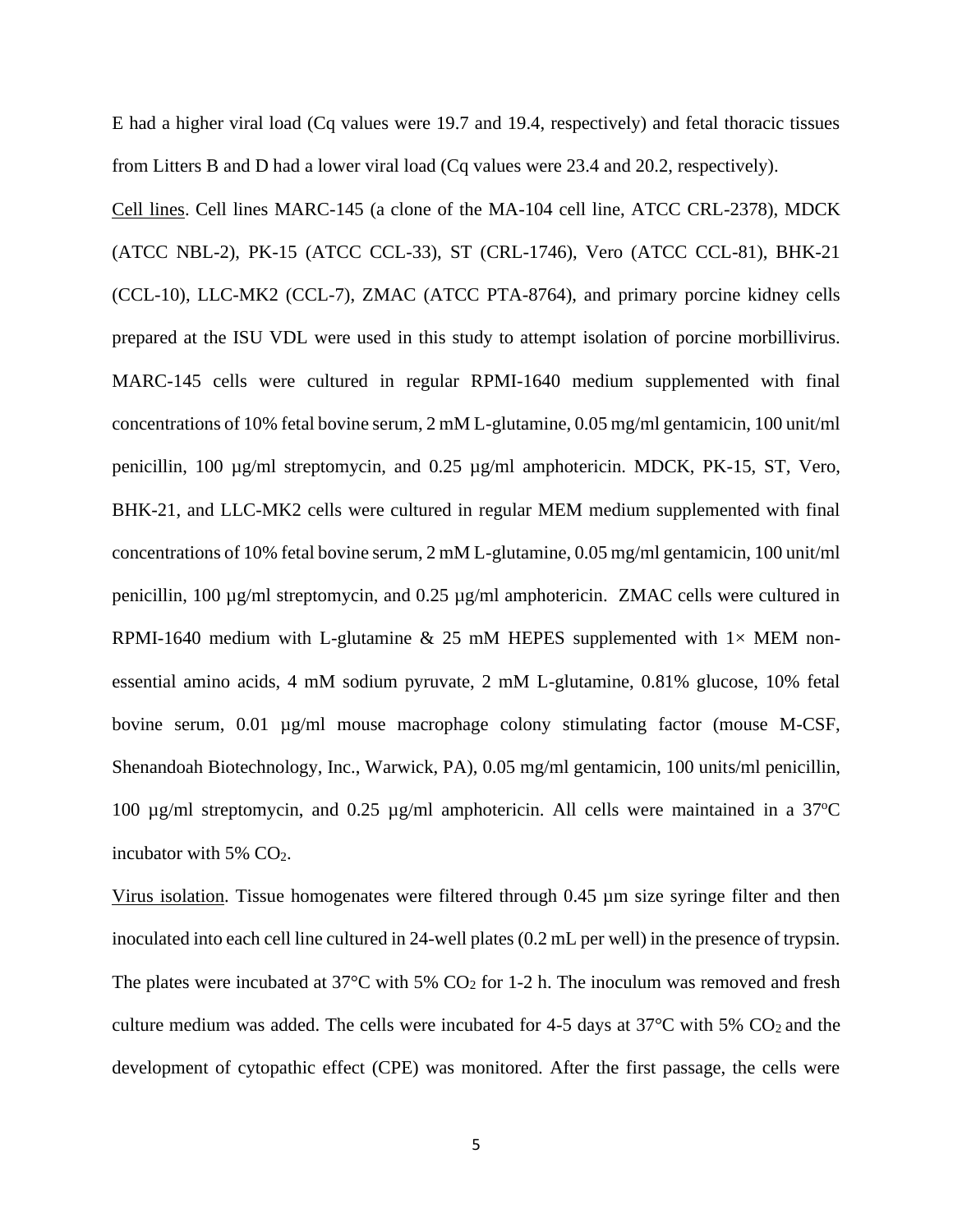E had a higher viral load (Cq values were 19.7 and 19.4, respectively) and fetal thoracic tissues from Litters B and D had a lower viral load (Cq values were 23.4 and 20.2, respectively).

<u>Cell lines</u>. Cell lines MARC-145 (a clone of the MA-104 cell line, ATCC CRL-2378), MDCK (ATCC NBL-2), PK-15 (ATCC CCL-33), ST (CRL-1746), Vero (ATCC CCL-81), BHK-21 (CCL-10), LLC-MK2 (CCL-7), ZMAC (ATCC PTA-8764), and primary porcine kidney cells prepared at the ISU VDL were used in this study to attempt isolation of porcine morbillivirus. MARC-145 cells were cultured in regular RPMI-1640 medium supplemented with final concentrations of 10% fetal bovine serum, 2 mM L-glutamine, 0.05 mg/ml gentamicin, 100 unit/ml penicillin, 100 µg/ml streptomycin, and 0.25 µg/ml amphotericin. MDCK, PK-15, ST, Vero, BHK-21, and LLC-MK2 cells were cultured in regular MEM medium supplemented with final concentrations of 10% fetal bovine serum, 2 mM L-glutamine, 0.05 mg/ml gentamicin, 100 unit/ml penicillin, 100 µg/ml streptomycin, and 0.25 µg/ml amphotericin. ZMAC cells were cultured in RPMI-1640 medium with L-glutamine & 25 mM HEPES supplemented with 1× MEM non-essential amino acids, 4 mM sodium pyruvate, 2 mM L-glutamine, 0.81% glucose, 10% fetal bovine serum, 0.01 µg/ml mouse macrophage colony stimulating factor (mouse M-CSF, Shenandoah Biotechnology, Inc., Warwick, PA), 0.05 mg/ml gentamicin, 100 units/ml penicillin, 100 µg/ml streptomycin, and 0.25 µg/ml amphotericin. All cells were maintained in a 37°C incubator with 5% $CO_2$.

<u>Virus isolation</u>. Tissue homogenates were filtered through 0.45 µm size syringe filter and then inoculated into each cell line cultured in 24-well plates (0.2 mL per well) in the presence of trypsin. The plates were incubated at 37°C with 5% $CO_2$ for 1-2 h. The inoculum was removed and fresh culture medium was added. The cells were incubated for 4-5 days at 37°C with 5% $CO_2$ and the development of cytopathic effect (CPE) was monitored. After the first passage, the cells were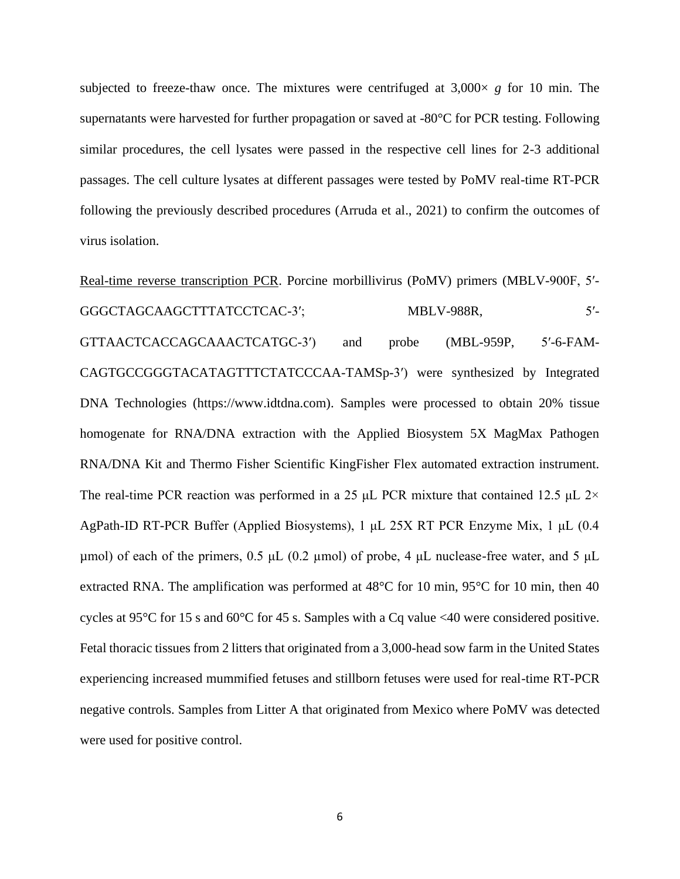subjected to freeze-thaw once. The mixtures were centrifuged at 3,000× *g* for 10 min. The supernatants were harvested for further propagation or saved at -80°C for PCR testing. Following similar procedures, the cell lysates were passed in the respective cell lines for 2-3 additional passages. The cell culture lysates at different passages were tested by PoMV real-time RT-PCR following the previously described procedures (Arruda et al., 2021) to confirm the outcomes of virus isolation.

<u>Real-time reverse transcription PCR</u>. Porcine morbillivirus (PoMV) primers (MBLV-900F, 5′-GGGCTAGCAAGCTTTATCCTCAC-3′; MBLV-988R, 5′-GTTAACTCACCAGCAAACTCATGC-3′) and probe (MBL-959P, 5′-6-FAM-CAGTGCCGGGTACATAGTTTCTATCCCAA-TAMSp-3′) were synthesized by Integrated DNA Technologies (https://www.idtdna.com). Samples were processed to obtain 20% tissue homogenate for RNA/DNA extraction with the Applied Biosystem 5X MagMax Pathogen RNA/DNA Kit and Thermo Fisher Scientific KingFisher Flex automated extraction instrument. The real-time PCR reaction was performed in a 25 μL PCR mixture that contained 12.5 μL 2× AgPath-ID RT-PCR Buffer (Applied Biosystems), 1 μL 25X RT PCR Enzyme Mix, 1 μL (0.4 μmol) of each of the primers, 0.5 μL (0.2 μmol) of probe, 4 μL nuclease-free water, and 5 μL extracted RNA. The amplification was performed at 48°C for 10 min, 95°C for 10 min, then 40 cycles at 95°C for 15 s and 60°C for 45 s. Samples with a Cq value <40 were considered positive. Fetal thoracic tissues from 2 litters that originated from a 3,000-head sow farm in the United States experiencing increased mummified fetuses and stillborn fetuses were used for real-time RT-PCR negative controls. Samples from Litter A that originated from Mexico where PoMV was detected were used for positive control.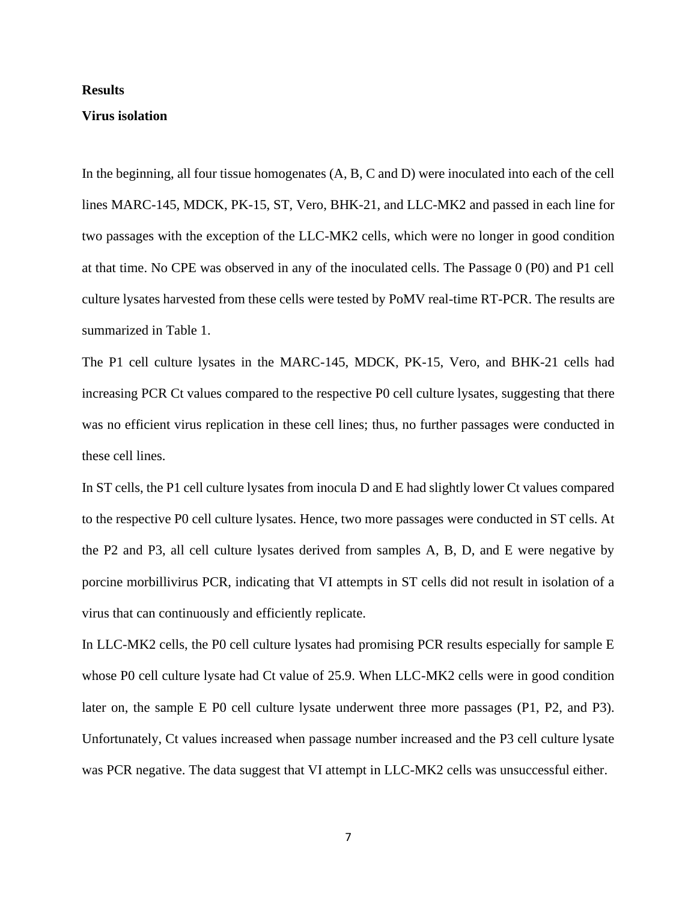## Results

### Virus isolation

In the beginning, all four tissue homogenates (A, B, C and D) were inoculated into each of the cell lines MARC-145, MDCK, PK-15, ST, Vero, BHK-21, and LLC-MK2 and passed in each line for two passages with the exception of the LLC-MK2 cells, which were no longer in good condition at that time. No CPE was observed in any of the inoculated cells. The Passage 0 (P0) and P1 cell culture lysates harvested from these cells were tested by PoMV real-time RT-PCR. The results are summarized in Table 1.

The P1 cell culture lysates in the MARC-145, MDCK, PK-15, Vero, and BHK-21 cells had increasing PCR Ct values compared to the respective P0 cell culture lysates, suggesting that there was no efficient virus replication in these cell lines; thus, no further passages were conducted in these cell lines.

In ST cells, the P1 cell culture lysates from inocula D and E had slightly lower Ct values compared to the respective P0 cell culture lysates. Hence, two more passages were conducted in ST cells. At the P2 and P3, all cell culture lysates derived from samples A, B, D, and E were negative by porcine morbillivirus PCR, indicating that VI attempts in ST cells did not result in isolation of a virus that can continuously and efficiently replicate.

In LLC-MK2 cells, the P0 cell culture lysates had promising PCR results especially for sample E whose P0 cell culture lysate had Ct value of 25.9. When LLC-MK2 cells were in good condition later on, the sample E P0 cell culture lysate underwent three more passages (P1, P2, and P3). Unfortunately, Ct values increased when passage number increased and the P3 cell culture lysate was PCR negative. The data suggest that VI attempt in LLC-MK2 cells was unsuccessful either.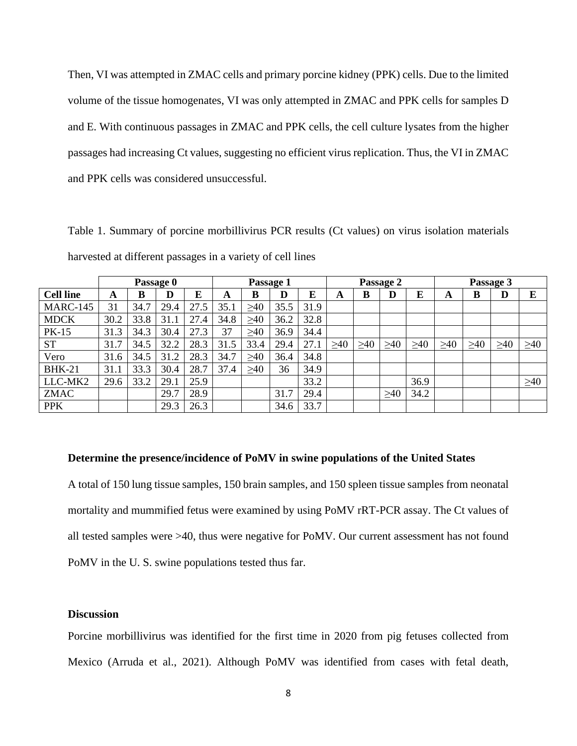Then, VI was attempted in ZMAC cells and primary porcine kidney (PPK) cells. Due to the limited volume of the tissue homogenates, VI was only attempted in ZMAC and PPK cells for samples D and E. With continuous passages in ZMAC and PPK cells, the cell culture lysates from the higher passages had increasing Ct values, suggesting no efficient virus replication. Thus, the VI in ZMAC and PPK cells was considered unsuccessful.

Table 1. Summary of porcine morbillivirus PCR results (Ct values) on virus isolation materials harvested at different passages in a variety of cell lines

| | Passage 0 | | | | Passage 1 | | | | Passage 2 | | | | Passage 3 | | | |
|---|---|---|---|---|---|---|---|---|---|---|---|---|---|---|---|---|
| **Cell line** | **A** | **B** | **D** | **E** | **A** | **B** | **D** | **E** | **A** | **B** | **D** | **E** | **A** | **B** | **D** | **E** |
| MARC-145 | 31 | 34.7 | 29.4 | 27.5 | 35.1 | ≥40 | 35.5 | 31.9 | | | | | | | | |
| MDCK | 30.2 | 33.8 | 31.1 | 27.4 | 34.8 | ≥40 | 36.2 | 32.8 | | | | | | | | |
| PK-15 | 31.3 | 34.3 | 30.4 | 27.3 | 37 | ≥40 | 36.9 | 34.4 | | | | | | | | |
| ST | 31.7 | 34.5 | 32.2 | 28.3 | 31.5 | 33.4 | 29.4 | 27.1 | ≥40 | ≥40 | ≥40 | ≥40 | ≥40 | ≥40 | ≥40 | ≥40 |
| Vero | 31.6 | 34.5 | 31.2 | 28.3 | 34.7 | ≥40 | 36.4 | 34.8 | | | | | | | | |
| BHK-21 | 31.1 | 33.3 | 30.4 | 28.7 | 37.4 | ≥40 | 36 | 34.9 | | | | | | | | |
| LLC-MK2 | 29.6 | 33.2 | 29.1 | 25.9 | | | | 33.2 | | | | 36.9 | | | | ≥40 |
| ZMAC | | | 29.7 | 28.9 | | | 31.7 | 29.4 | | | ≥40 | 34.2 | | | | |
| PPK | | | 29.3 | 26.3 | | | 34.6 | 33.7 | | | | | | | | |

**Determine the presence/incidence of PoMV in swine populations of the United States**

A total of 150 lung tissue samples, 150 brain samples, and 150 spleen tissue samples from neonatal mortality and mummified fetus were examined by using PoMV rRT-PCR assay. The Ct values of all tested samples were >40, thus were negative for PoMV. Our current assessment has not found PoMV in the U. S. swine populations tested thus far.

**Discussion**

Porcine morbillivirus was identified for the first time in 2020 from pig fetuses collected from Mexico (Arruda et al., 2021). Although PoMV was identified from cases with fetal death,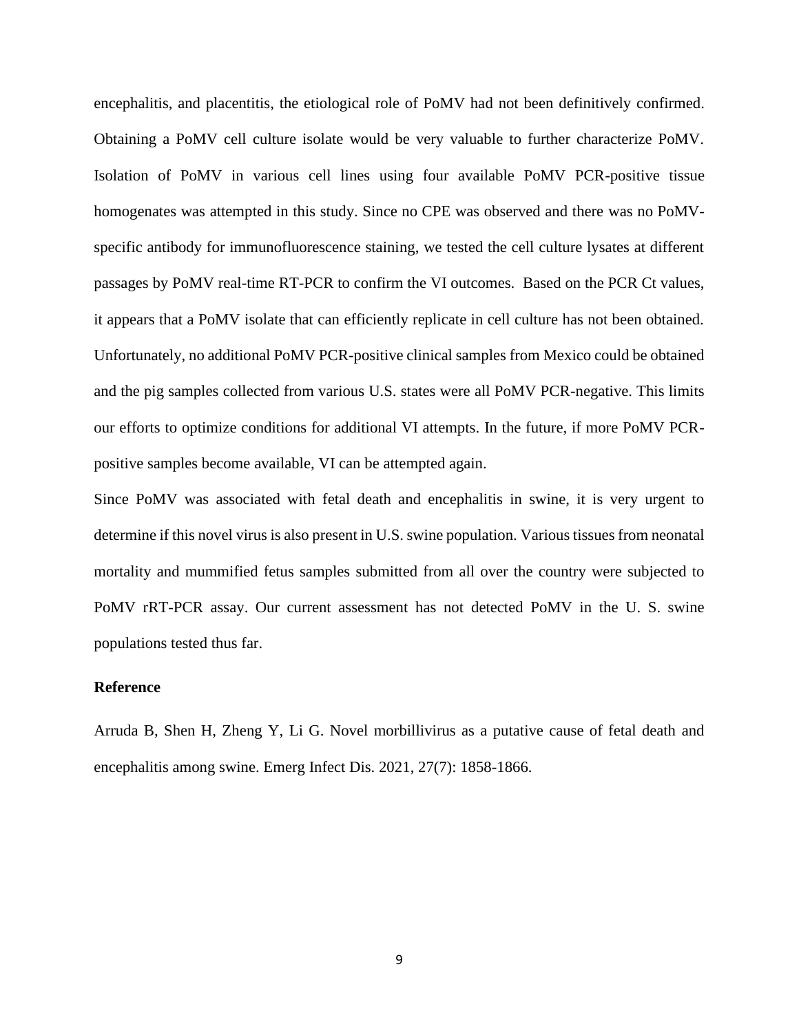encephalitis, and placentitis, the etiological role of PoMV had not been definitively confirmed. Obtaining a PoMV cell culture isolate would be very valuable to further characterize PoMV. Isolation of PoMV in various cell lines using four available PoMV PCR-positive tissue homogenates was attempted in this study. Since no CPE was observed and there was no PoMV-specific antibody for immunofluorescence staining, we tested the cell culture lysates at different passages by PoMV real-time RT-PCR to confirm the VI outcomes. Based on the PCR Ct values, it appears that a PoMV isolate that can efficiently replicate in cell culture has not been obtained. Unfortunately, no additional PoMV PCR-positive clinical samples from Mexico could be obtained and the pig samples collected from various U.S. states were all PoMV PCR-negative. This limits our efforts to optimize conditions for additional VI attempts. In the future, if more PoMV PCR-positive samples become available, VI can be attempted again.

Since PoMV was associated with fetal death and encephalitis in swine, it is very urgent to determine if this novel virus is also present in U.S. swine population. Various tissues from neonatal mortality and mummified fetus samples submitted from all over the country were subjected to PoMV rRT-PCR assay. Our current assessment has not detected PoMV in the U. S. swine populations tested thus far.

**Reference**

Arruda B, Shen H, Zheng Y, Li G. Novel morbillivirus as a putative cause of fetal death and encephalitis among swine. Emerg Infect Dis. 2021, 27(7): 1858-1866.